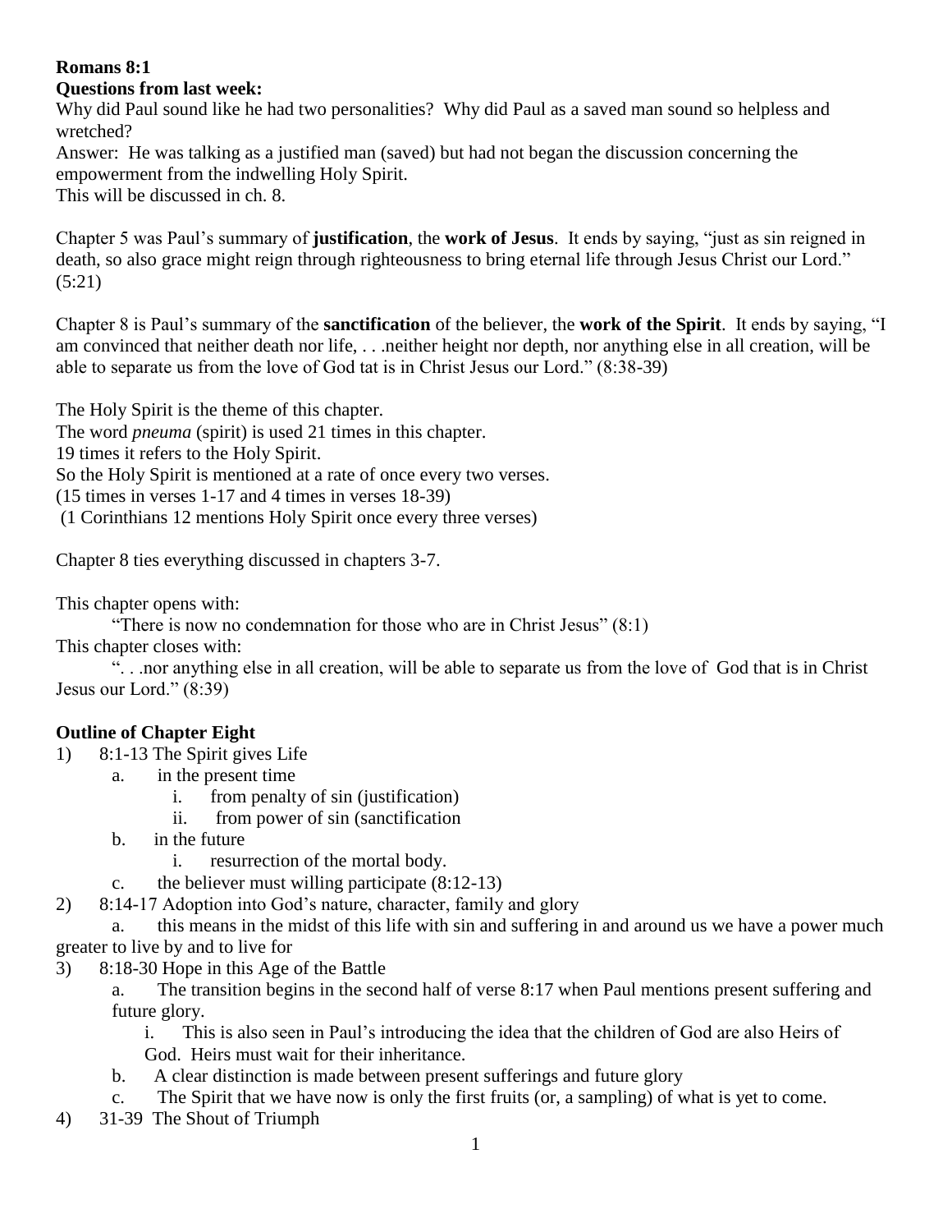**Romans 8:1**

**Questions from last week:**

Why did Paul sound like he had two personalities? Why did Paul as a saved man sound so helpless and wretched?

Answer: He was talking as a justified man (saved) but had not began the discussion concerning the empowerment from the indwelling Holy Spirit.

This will be discussed in ch. 8.

Chapter 5 was Paul's summary of **justification**, the **work of Jesus**. It ends by saying, "just as sin reigned in death, so also grace might reign through righteousness to bring eternal life through Jesus Christ our Lord." (5:21)

Chapter 8 is Paul's summary of the **sanctification** of the believer, the **work of the Spirit**. It ends by saying, "I am convinced that neither death nor life, . . .neither height nor depth, nor anything else in all creation, will be able to separate us from the love of God tat is in Christ Jesus our Lord." (8:38-39)

The Holy Spirit is the theme of this chapter.
The word *pneuma* (spirit) is used 21 times in this chapter.
19 times it refers to the Holy Spirit.
So the Holy Spirit is mentioned at a rate of once every two verses.
(15 times in verses 1-17 and 4 times in verses 18-39)
(1 Corinthians 12 mentions Holy Spirit once every three verses)

Chapter 8 ties everything discussed in chapters 3-7.

This chapter opens with:

"There is now no condemnation for those who are in Christ Jesus" (8:1)

This chapter closes with:

". . .nor anything else in all creation, will be able to separate us from the love of God that is in Christ Jesus our Lord." (8:39)

**Outline of Chapter Eight**

1) 8:1-13 The Spirit gives Life
   a. in the present time
      i. from penalty of sin (justification)
      ii. from power of sin (sanctification
   b. in the future
      i. resurrection of the mortal body.
   c. the believer must willing participate (8:12-13)
2) 8:14-17 Adoption into God's nature, character, family and glory
   a. this means in the midst of this life with sin and suffering in and around us we have a power much greater to live by and to live for
3) 8:18-30 Hope in this Age of the Battle
   a. The transition begins in the second half of verse 8:17 when Paul mentions present suffering and future glory.
      i. This is also seen in Paul's introducing the idea that the children of God are also Heirs of God. Heirs must wait for their inheritance.
   b. A clear distinction is made between present sufferings and future glory
   c. The Spirit that we have now is only the first fruits (or, a sampling) of what is yet to come.
4) 31-39 The Shout of Triumph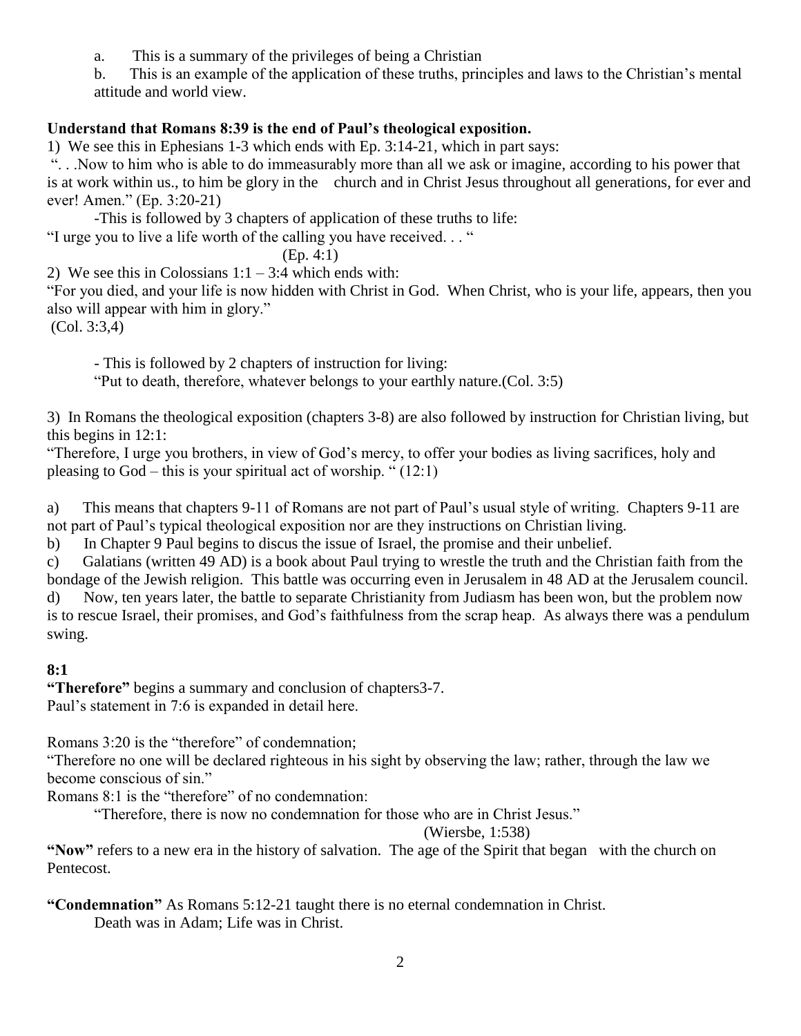a. This is a summary of the privileges of being a Christian

b. This is an example of the application of these truths, principles and laws to the Christian's mental attitude and world view.

**Understand that Romans 8:39 is the end of Paul's theological exposition.**

1) We see this in Ephesians 1-3 which ends with Ep. 3:14-21, which in part says:

". . .Now to him who is able to do immeasurably more than all we ask or imagine, according to his power that is at work within us., to him be glory in the church and in Christ Jesus throughout all generations, for ever and ever! Amen." (Ep. 3:20-21)

-This is followed by 3 chapters of application of these truths to life:

"I urge you to live a life worth of the calling you have received. . . "

(Ep. 4:1)

2) We see this in Colossians 1:1 – 3:4 which ends with:

"For you died, and your life is now hidden with Christ in God. When Christ, who is your life, appears, then you also will appear with him in glory."

(Col. 3:3,4)

- This is followed by 2 chapters of instruction for living:

"Put to death, therefore, whatever belongs to your earthly nature.(Col. 3:5)

3) In Romans the theological exposition (chapters 3-8) are also followed by instruction for Christian living, but this begins in 12:1:

"Therefore, I urge you brothers, in view of God's mercy, to offer your bodies as living sacrifices, holy and pleasing to God – this is your spiritual act of worship. " (12:1)

a) This means that chapters 9-11 of Romans are not part of Paul's usual style of writing. Chapters 9-11 are not part of Paul's typical theological exposition nor are they instructions on Christian living.

b) In Chapter 9 Paul begins to discus the issue of Israel, the promise and their unbelief.

c) Galatians (written 49 AD) is a book about Paul trying to wrestle the truth and the Christian faith from the bondage of the Jewish religion. This battle was occurring even in Jerusalem in 48 AD at the Jerusalem council.

d) Now, ten years later, the battle to separate Christianity from Judiasm has been won, but the problem now is to rescue Israel, their promises, and God's faithfulness from the scrap heap. As always there was a pendulum swing.

**8:1**

**"Therefore"** begins a summary and conclusion of chapters3-7.
Paul's statement in 7:6 is expanded in detail here.

Romans 3:20 is the "therefore" of condemnation;

"Therefore no one will be declared righteous in his sight by observing the law; rather, through the law we become conscious of sin."

Romans 8:1 is the "therefore" of no condemnation:

"Therefore, there is now no condemnation for those who are in Christ Jesus."

(Wiersbe, 1:538)

**"Now"** refers to a new era in the history of salvation. The age of the Spirit that began with the church on Pentecost.

**"Condemnation"** As Romans 5:12-21 taught there is no eternal condemnation in Christ.

Death was in Adam; Life was in Christ.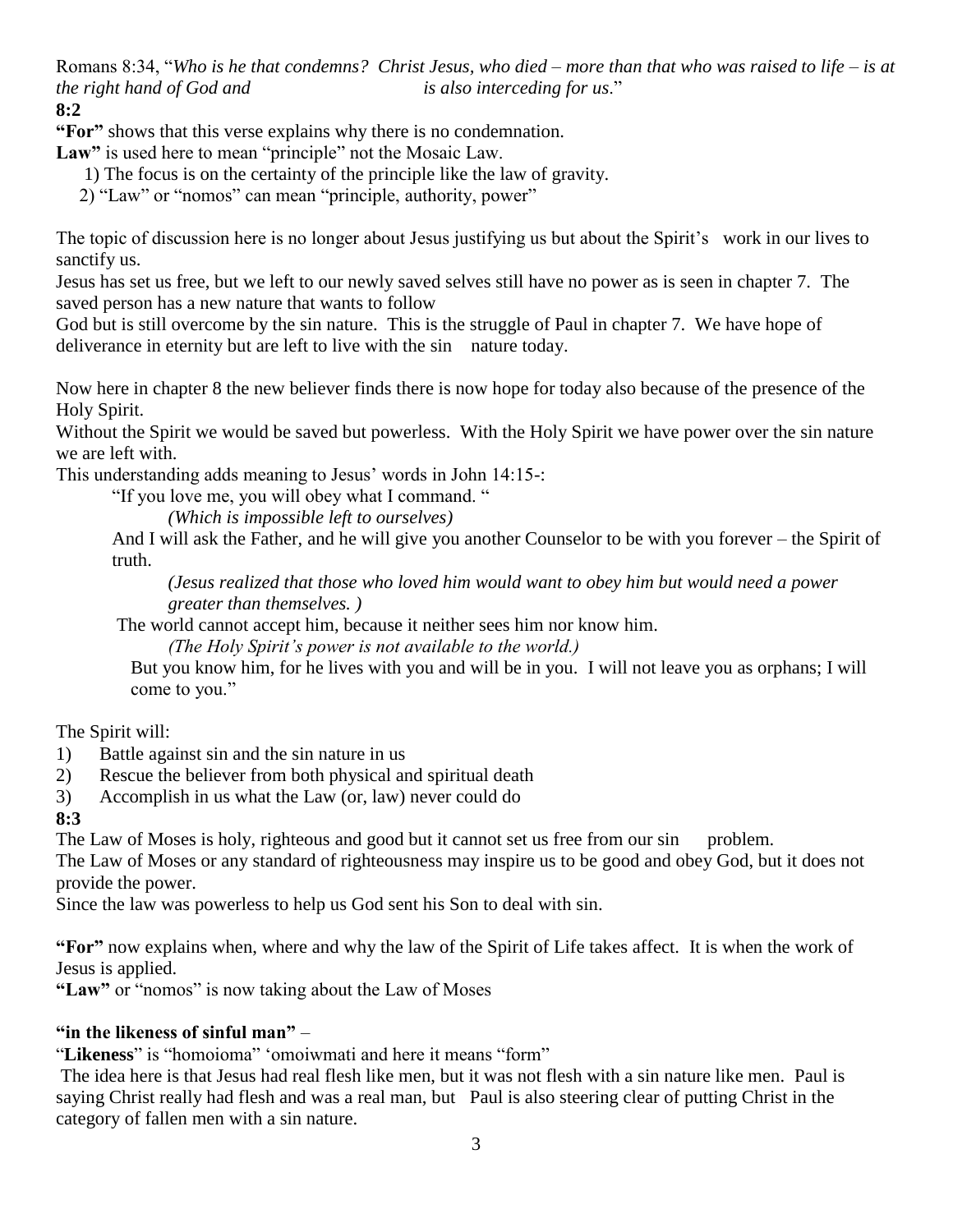Romans 8:34, "*Who is he that condemns? Christ Jesus, who died – more than that who was raised to life – is at the right hand of God and is also interceding for us*."

**8:2**

**"For"** shows that this verse explains why there is no condemnation.

**Law"** is used here to mean "principle" not the Mosaic Law.

1) The focus is on the certainty of the principle like the law of gravity.
2) "Law" or "nomos" can mean "principle, authority, power"

The topic of discussion here is no longer about Jesus justifying us but about the Spirit's work in our lives to sanctify us.

Jesus has set us free, but we left to our newly saved selves still have no power as is seen in chapter 7. The saved person has a new nature that wants to follow God but is still overcome by the sin nature. This is the struggle of Paul in chapter 7. We have hope of deliverance in eternity but are left to live with the sin nature today.

Now here in chapter 8 the new believer finds there is now hope for today also because of the presence of the Holy Spirit.

Without the Spirit we would be saved but powerless. With the Holy Spirit we have power over the sin nature we are left with.

This understanding adds meaning to Jesus' words in John 14:15-:

> "If you love me, you will obey what I command. "
>
> *(Which is impossible left to ourselves)*
>
> And I will ask the Father, and he will give you another Counselor to be with you forever – the Spirit of truth.
>
> *(Jesus realized that those who loved him would want to obey him but would need a power greater than themselves. )*
>
> The world cannot accept him, because it neither sees him nor know him.
>
> *(The Holy Spirit's power is not available to the world.)*
>
> But you know him, for he lives with you and will be in you. I will not leave you as orphans; I will come to you."

The Spirit will:

1) Battle against sin and the sin nature in us
2) Rescue the believer from both physical and spiritual death
3) Accomplish in us what the Law (or, law) never could do

**8:3**

The Law of Moses is holy, righteous and good but it cannot set us free from our sin problem.

The Law of Moses or any standard of righteousness may inspire us to be good and obey God, but it does not provide the power.

Since the law was powerless to help us God sent his Son to deal with sin.

**"For"** now explains when, where and why the law of the Spirit of Life takes affect. It is when the work of Jesus is applied.

**"Law"** or "nomos" is now taking about the Law of Moses

**"in the likeness of sinful man"** –

"**Likeness**" is "homoioma" 'omoiwmati and here it means "form"

The idea here is that Jesus had real flesh like men, but it was not flesh with a sin nature like men. Paul is saying Christ really had flesh and was a real man, but Paul is also steering clear of putting Christ in the category of fallen men with a sin nature.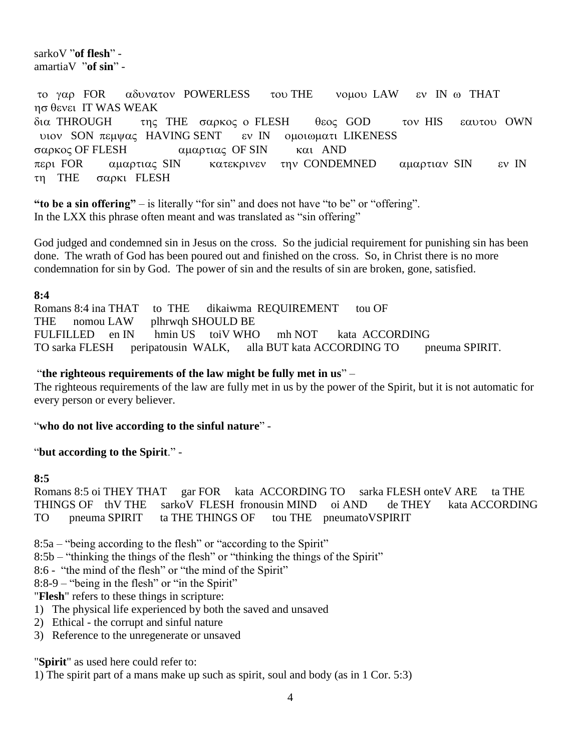sarkoV "**of flesh**" -
amartiaV "**of sin**" -

το γαρ FOR αδυνατον POWERLESS του THE νομου LAW εν IN ω THAT ησ θενει IT WAS WEAK
δια THROUGH της THE σαρκος ο FLESH θεος GOD τον HIS εαυτου OWN υιον SON πεμψας HAVING SENT εν IN ομοιωματι LIKENESS
σαρκος OF FLESH αμαρτιας OF SIN και AND
περι FOR αμαρτιας SIN κατεκρινεν την CONDEMNED αμαρτιαν SIN εν IN τη THE σαρκι FLESH

**"to be a sin offering"** – is literally "for sin" and does not have "to be" or "offering".
In the LXX this phrase often meant and was translated as "sin offering"

God judged and condemned sin in Jesus on the cross. So the judicial requirement for punishing sin has been done. The wrath of God has been poured out and finished on the cross. So, in Christ there is no more condemnation for sin by God. The power of sin and the results of sin are broken, gone, satisfied.

**8:4**

Romans 8:4 ina THAT to THE dikaiwma REQUIREMENT tou OF THE nomou LAW plhrwqh SHOULD BE FULFILLED en IN hmin US toiV WHO mh NOT kata ACCORDING TO sarka FLESH peripatousin WALK, alla BUT kata ACCORDING TO pneuma SPIRIT.

"**the righteous requirements of the law might be fully met in us**" –
The righteous requirements of the law are fully met in us by the power of the Spirit, but it is not automatic for every person or every believer.

"**who do not live according to the sinful nature**" -

"**but according to the Spirit**." -

**8:5**

Romans 8:5 oi THEY THAT gar FOR kata ACCORDING TO sarka FLESH onteV ARE ta THE THINGS OF thV THE sarkoV FLESH fronousin MIND oi AND de THEY kata ACCORDING TO pneuma SPIRIT ta THE THINGS OF tou THE pneumatoVSPIRIT

8:5a – "being according to the flesh" or "according to the Spirit"
8:5b – "thinking the things of the flesh" or "thinking the things of the Spirit"
8:6 - "the mind of the flesh" or "the mind of the Spirit"
8:8-9 – "being in the flesh" or "in the Spirit"
"**Flesh**" refers to these things in scripture:

1) The physical life experienced by both the saved and unsaved
2) Ethical - the corrupt and sinful nature
3) Reference to the unregenerate or unsaved

"**Spirit**" as used here could refer to:

1) The spirit part of a mans make up such as spirit, soul and body (as in 1 Cor. 5:3)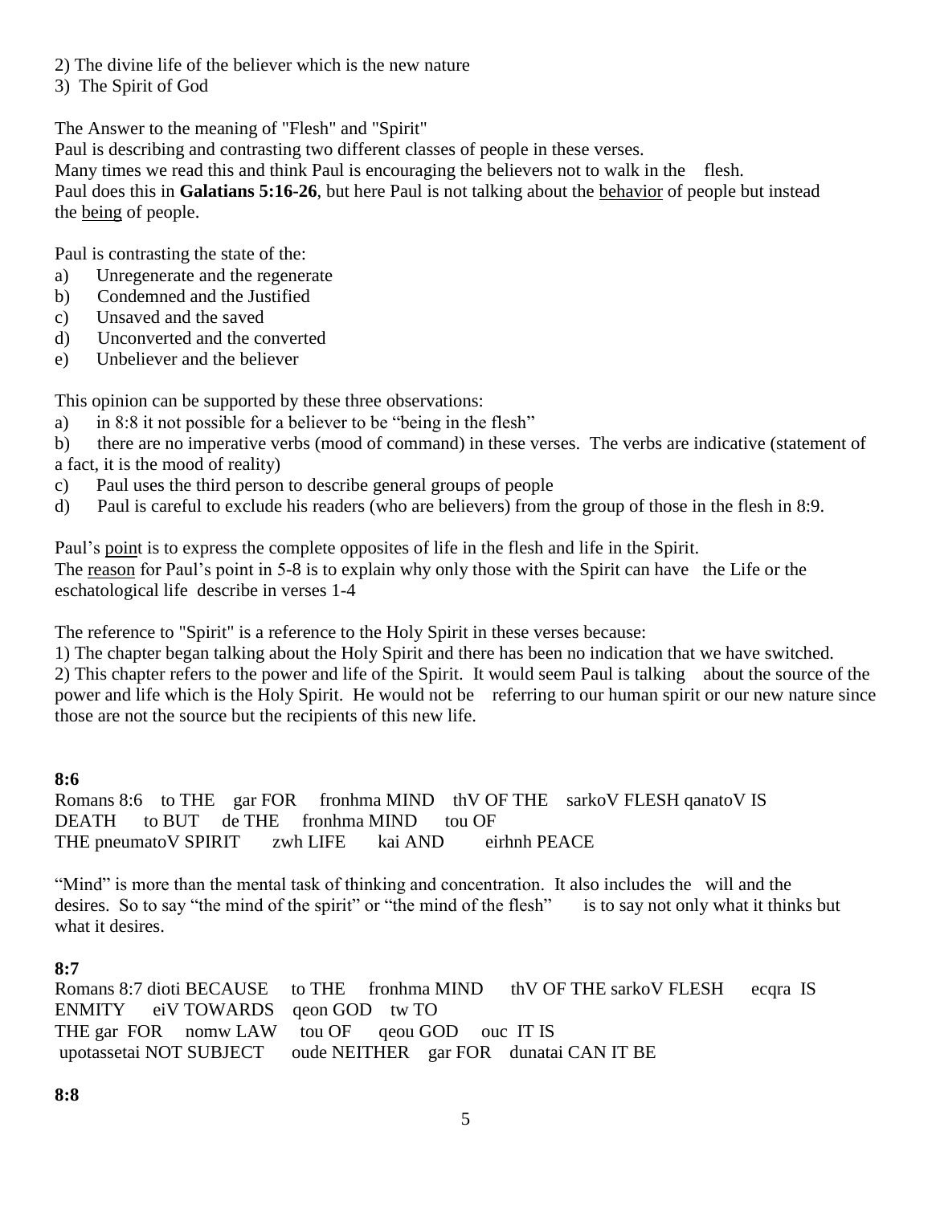2) The divine life of the believer which is the new nature
3) The Spirit of God

The Answer to the meaning of "Flesh" and "Spirit"
Paul is describing and contrasting two different classes of people in these verses.
Many times we read this and think Paul is encouraging the believers not to walk in the flesh.
Paul does this in **Galatians 5:16-26**, but here Paul is not talking about the behavior of people but instead the being of people.

Paul is contrasting the state of the:

a) Unregenerate and the regenerate
b) Condemned and the Justified
c) Unsaved and the saved
d) Unconverted and the converted
e) Unbeliever and the believer

This opinion can be supported by these three observations:

a) in 8:8 it not possible for a believer to be "being in the flesh"
b) there are no imperative verbs (mood of command) in these verses. The verbs are indicative (statement of a fact, it is the mood of reality)
c) Paul uses the third person to describe general groups of people
d) Paul is careful to exclude his readers (who are believers) from the group of those in the flesh in 8:9.

Paul's point is to express the complete opposites of life in the flesh and life in the Spirit.
The reason for Paul's point in 5-8 is to explain why only those with the Spirit can have the Life or the eschatological life describe in verses 1-4

The reference to "Spirit" is a reference to the Holy Spirit in these verses because:
1) The chapter began talking about the Holy Spirit and there has been no indication that we have switched.
2) This chapter refers to the power and life of the Spirit. It would seem Paul is talking about the source of the power and life which is the Holy Spirit. He would not be referring to our human spirit or our new nature since those are not the source but the recipients of this new life.

**8:6**

Romans 8:6 to THE gar FOR fronhma MIND thV OF THE sarkoV FLESH qanatoV IS DEATH to BUT de THE fronhma MIND tou OF THE pneumatoV SPIRIT zwh LIFE kai AND eirhnh PEACE

"Mind" is more than the mental task of thinking and concentration. It also includes the will and the desires. So to say "the mind of the spirit" or "the mind of the flesh" is to say not only what it thinks but what it desires.

**8:7**

Romans 8:7 dioti BECAUSE to THE fronhma MIND thV OF THE sarkoV FLESH ecqra IS ENMITY eiV TOWARDS qeon GOD tw TO THE gar FOR nomw LAW tou OF qeou GOD ouc IT IS upotassetai NOT SUBJECT oude NEITHER gar FOR dunatai CAN IT BE

**8:8**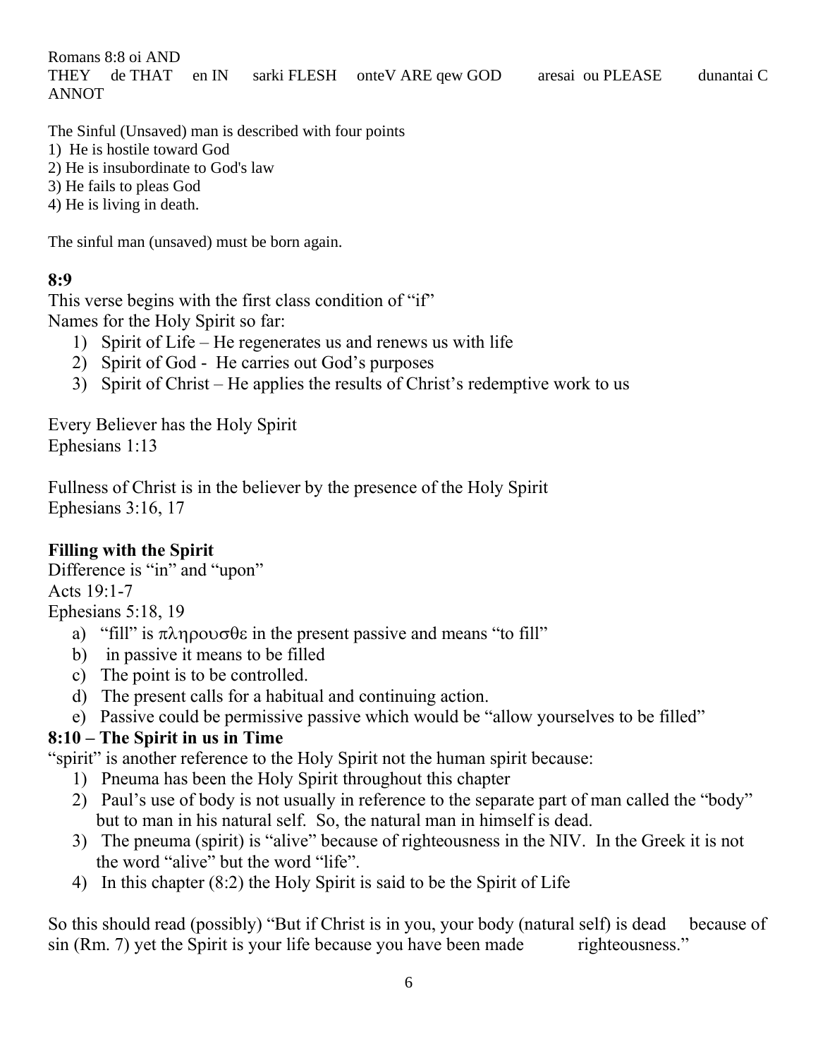Romans 8:8 oi AND
THEY de THAT en IN sarki FLESH onteV ARE qew GOD aresai ou PLEASE dunantai C ANNOT

The Sinful (Unsaved) man is described with four points
1) He is hostile toward God
2) He is insubordinate to God's law
3) He fails to pleas God
4) He is living in death.

The sinful man (unsaved) must be born again.

**8:9**

This verse begins with the first class condition of "if"
Names for the Holy Spirit so far:

1) Spirit of Life – He regenerates us and renews us with life
2) Spirit of God - He carries out God's purposes
3) Spirit of Christ – He applies the results of Christ's redemptive work to us

Every Believer has the Holy Spirit
Ephesians 1:13

Fullness of Christ is in the believer by the presence of the Holy Spirit
Ephesians 3:16, 17

**Filling with the Spirit**

Difference is "in" and "upon"
Acts 19:1-7
Ephesians 5:18, 19

a) "fill" is πληρουσθε in the present passive and means "to fill"
b) in passive it means to be filled
c) The point is to be controlled.
d) The present calls for a habitual and continuing action.
e) Passive could be permissive passive which would be "allow yourselves to be filled"

**8:10 – The Spirit in us in Time**

"spirit" is another reference to the Holy Spirit not the human spirit because:

1) Pneuma has been the Holy Spirit throughout this chapter
2) Paul's use of body is not usually in reference to the separate part of man called the "body" but to man in his natural self. So, the natural man in himself is dead.
3) The pneuma (spirit) is "alive" because of righteousness in the NIV. In the Greek it is not the word "alive" but the word "life".
4) In this chapter (8:2) the Holy Spirit is said to be the Spirit of Life

So this should read (possibly) "But if Christ is in you, your body (natural self) is dead because of sin (Rm. 7) yet the Spirit is your life because you have been made righteousness."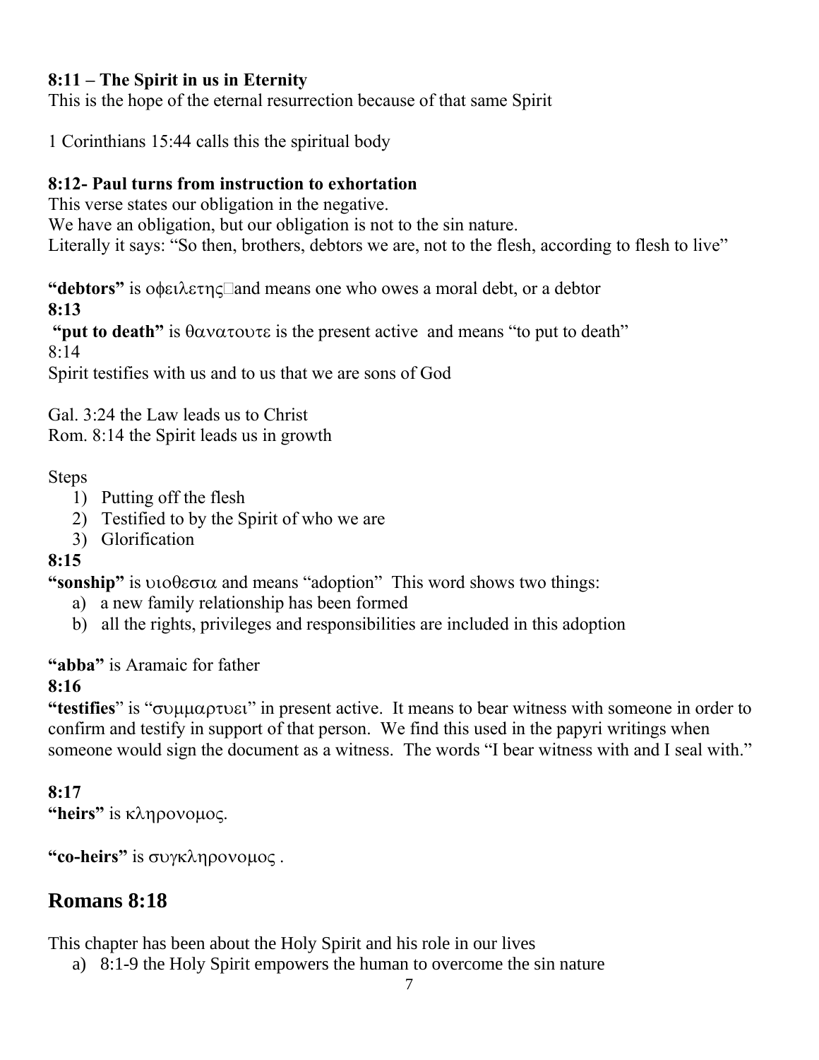**8:11 – The Spirit in us in Eternity**
This is the hope of the eternal resurrection because of that same Spirit

1 Corinthians 15:44 calls this the spiritual body

**8:12- Paul turns from instruction to exhortation**
This verse states our obligation in the negative.
We have an obligation, but our obligation is not to the sin nature.
Literally it says: "So then, brothers, debtors we are, not to the flesh, according to flesh to live"

**"debtors"** is οφειλετης and means one who owes a moral debt, or a debtor

**8:13**

**"put to death"** is θανατουτε is the present active and means "to put to death"

8:14

Spirit testifies with us and to us that we are sons of God

Gal. 3:24 the Law leads us to Christ
Rom. 8:14 the Spirit leads us in growth

Steps

1) Putting off the flesh
2) Testified to by the Spirit of who we are
3) Glorification

**8:15**

**"sonship"** is υιοθεσια and means "adoption" This word shows two things:

a) a new family relationship has been formed
b) all the rights, privileges and responsibilities are included in this adoption

**"abba"** is Aramaic for father

**8:16**

**"testifies"** is "συμμαρτυει" in present active. It means to bear witness with someone in order to confirm and testify in support of that person. We find this used in the papyri writings when someone would sign the document as a witness. The words "I bear witness with and I seal with."

**8:17**

**"heirs"** is κληρονομος.

**"co-heirs"** is συγκληρονομος .

## Romans 8:18

This chapter has been about the Holy Spirit and his role in our lives

a) 8:1-9 the Holy Spirit empowers the human to overcome the sin nature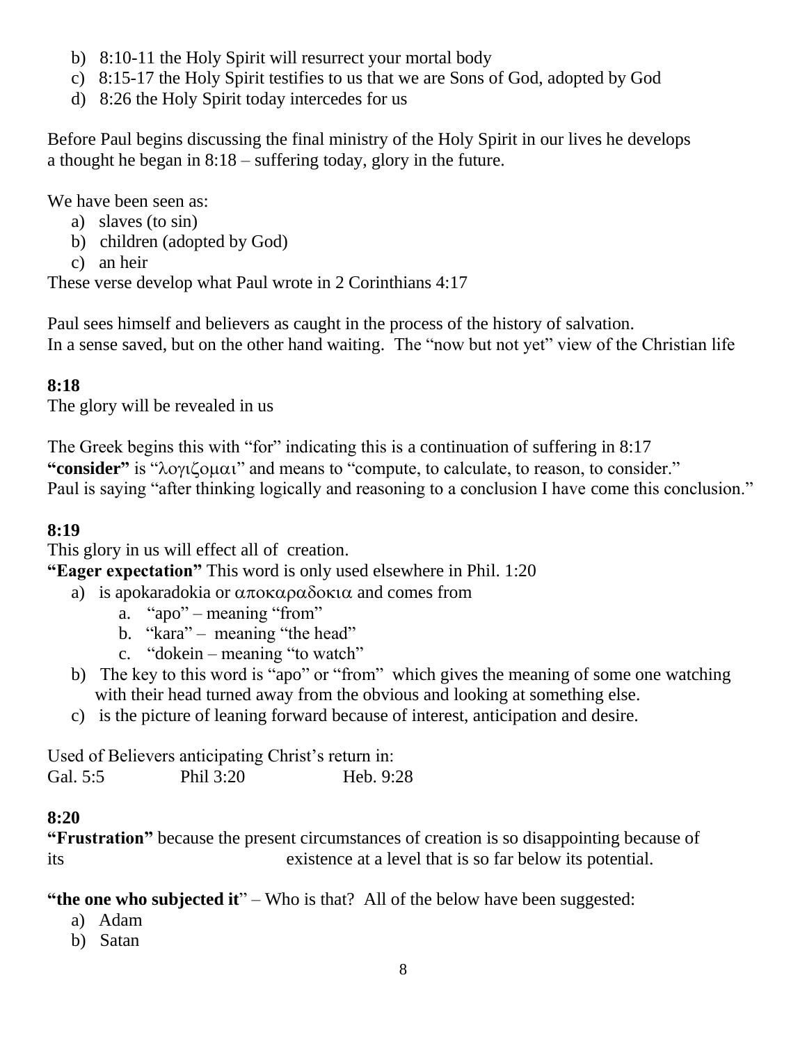b) 8:10-11 the Holy Spirit will resurrect your mortal body
c) 8:15-17 the Holy Spirit testifies to us that we are Sons of God, adopted by God
d) 8:26 the Holy Spirit today intercedes for us

Before Paul begins discussing the final ministry of the Holy Spirit in our lives he develops a thought he began in 8:18 – suffering today, glory in the future.

We have been seen as:

a) slaves (to sin)
b) children (adopted by God)
c) an heir

These verse develop what Paul wrote in 2 Corinthians 4:17

Paul sees himself and believers as caught in the process of the history of salvation.
In a sense saved, but on the other hand waiting. The "now but not yet" view of the Christian life

**8:18**
The glory will be revealed in us

The Greek begins this with "for" indicating this is a continuation of suffering in 8:17
**"consider"** is "λογιζομαι" and means to "compute, to calculate, to reason, to consider."
Paul is saying "after thinking logically and reasoning to a conclusion I have come this conclusion."

**8:19**
This glory in us will effect all of creation.
**"Eager expectation"** This word is only used elsewhere in Phil. 1:20

a) is apokaradokia or αποκαραδοκια and comes from
    a. "apo" – meaning "from"
    b. "kara" – meaning "the head"
    c. "dokein – meaning "to watch"
b) The key to this word is "apo" or "from" which gives the meaning of some one watching with their head turned away from the obvious and looking at something else.
c) is the picture of leaning forward because of interest, anticipation and desire.

Used of Believers anticipating Christ's return in:
Gal. 5:5 Phil 3:20 Heb. 9:28

**8:20**
**"Frustration"** because the present circumstances of creation is so disappointing because of its existence at a level that is so far below its potential.

**"the one who subjected it"** – Who is that? All of the below have been suggested:

a) Adam
b) Satan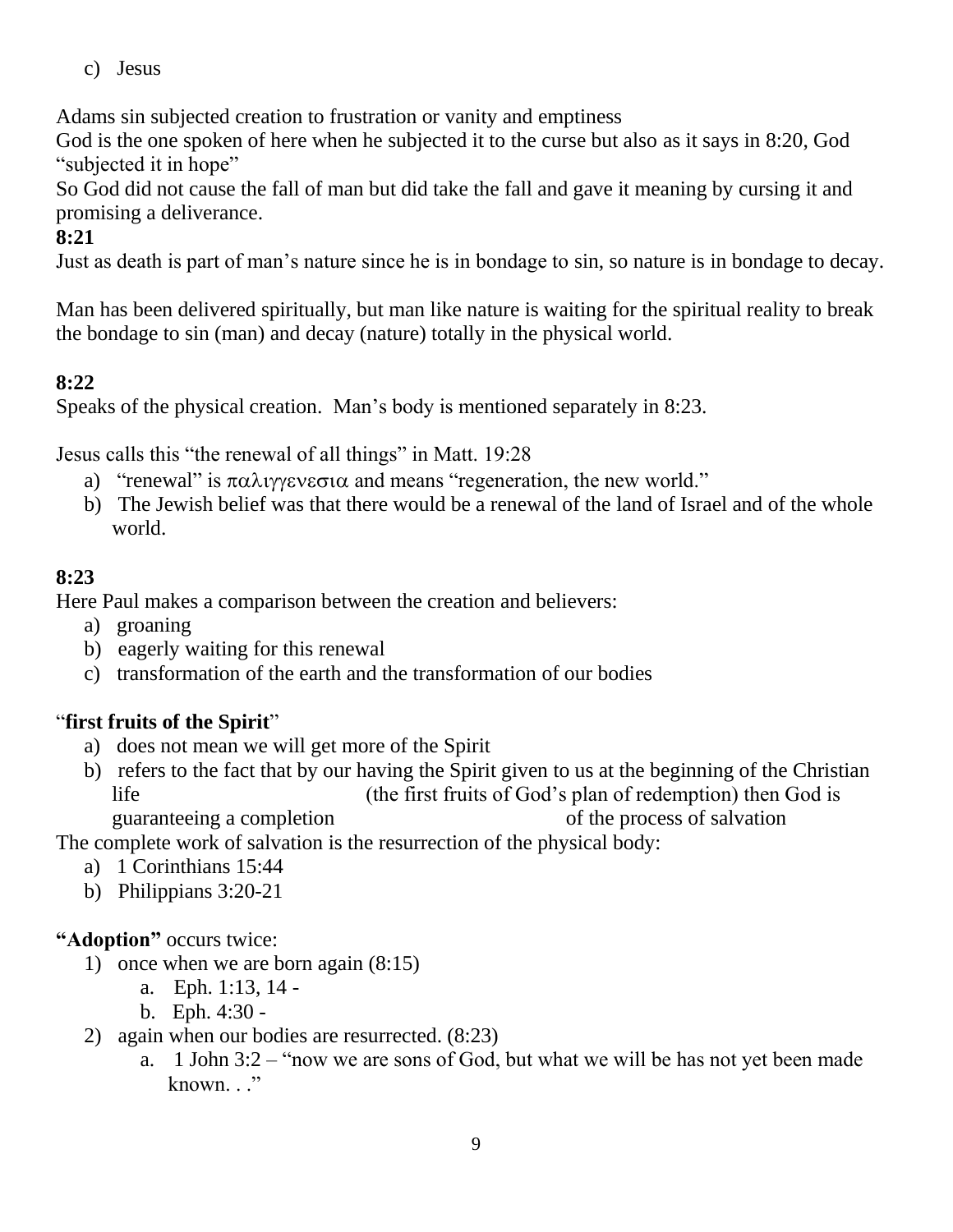c) Jesus

Adams sin subjected creation to frustration or vanity and emptiness

God is the one spoken of here when he subjected it to the curse but also as it says in 8:20, God "subjected it in hope"

So God did not cause the fall of man but did take the fall and gave it meaning by cursing it and promising a deliverance.

**8:21**

Just as death is part of man's nature since he is in bondage to sin, so nature is in bondage to decay.

Man has been delivered spiritually, but man like nature is waiting for the spiritual reality to break the bondage to sin (man) and decay (nature) totally in the physical world.

**8:22**

Speaks of the physical creation. Man's body is mentioned separately in 8:23.

Jesus calls this "the renewal of all things" in Matt. 19:28

a) "renewal" is παλιγγενεσια and means "regeneration, the new world."
b) The Jewish belief was that there would be a renewal of the land of Israel and of the whole world.

**8:23**

Here Paul makes a comparison between the creation and believers:

a) groaning
b) eagerly waiting for this renewal
c) transformation of the earth and the transformation of our bodies

"**first fruits of the Spirit**"

a) does not mean we will get more of the Spirit
b) refers to the fact that by our having the Spirit given to us at the beginning of the Christian life (the first fruits of God's plan of redemption) then God is guaranteeing a completion of the process of salvation

The complete work of salvation is the resurrection of the physical body:

a) 1 Corinthians 15:44
b) Philippians 3:20-21

**"Adoption"** occurs twice:

1) once when we are born again (8:15)
   a. Eph. 1:13, 14 -
   b. Eph. 4:30 -
2) again when our bodies are resurrected. (8:23)
   a. 1 John 3:2 – "now we are sons of God, but what we will be has not yet been made known. . ."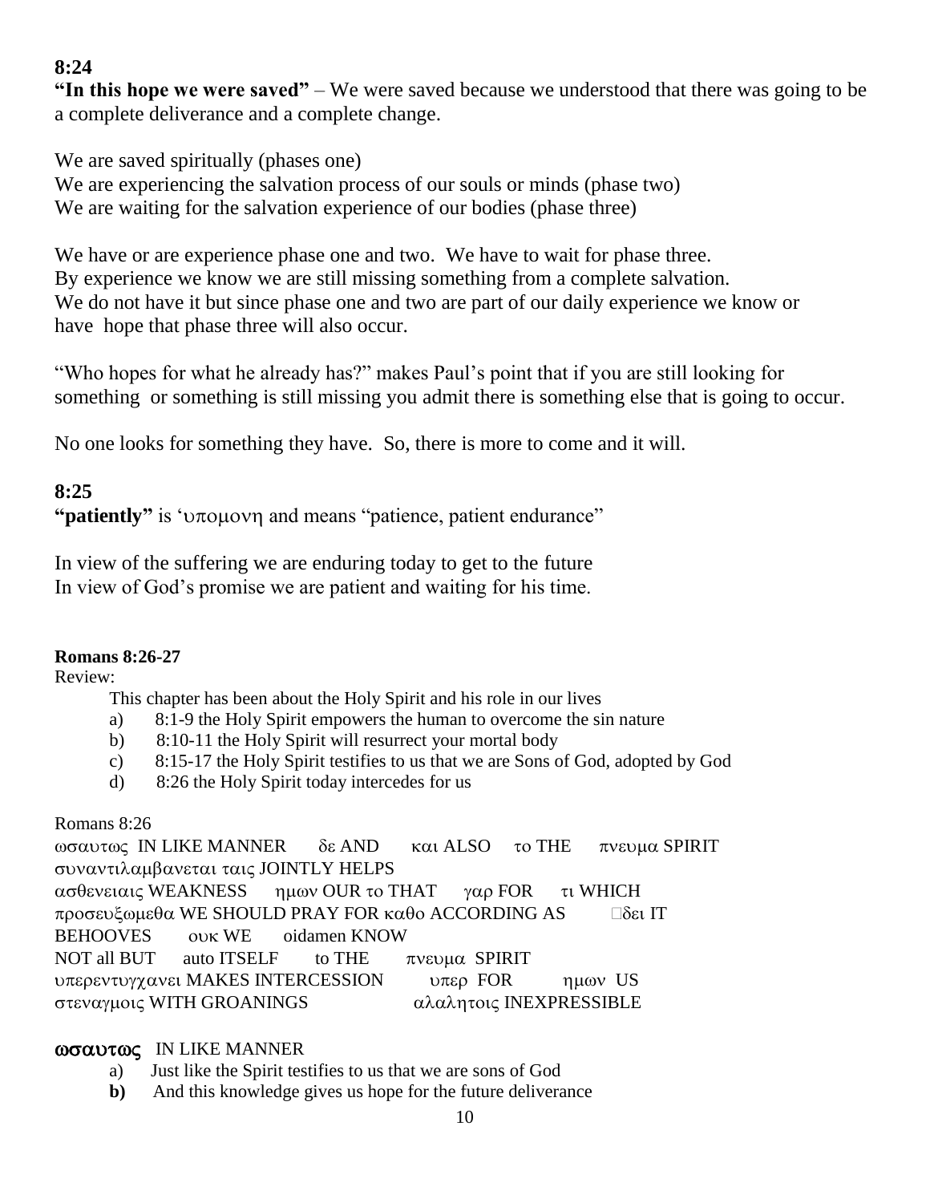**8:24**

**"In this hope we were saved"** – We were saved because we understood that there was going to be a complete deliverance and a complete change.

We are saved spiritually (phases one)
We are experiencing the salvation process of our souls or minds (phase two)
We are waiting for the salvation experience of our bodies (phase three)

We have or are experience phase one and two. We have to wait for phase three.
By experience we know we are still missing something from a complete salvation.
We do not have it but since phase one and two are part of our daily experience we know or have hope that phase three will also occur.

"Who hopes for what he already has?" makes Paul's point that if you are still looking for something or something is still missing you admit there is something else that is going to occur.

No one looks for something they have. So, there is more to come and it will.

**8:25**

**"patiently"** is 'υπομονη and means "patience, patient endurance"

In view of the suffering we are enduring today to get to the future
In view of God's promise we are patient and waiting for his time.

**Romans 8:26-27**

Review:

This chapter has been about the Holy Spirit and his role in our lives

a) 8:1-9 the Holy Spirit empowers the human to overcome the sin nature
b) 8:10-11 the Holy Spirit will resurrect your mortal body
c) 8:15-17 the Holy Spirit testifies to us that we are Sons of God, adopted by God
d) 8:26 the Holy Spirit today intercedes for us

Romans 8:26

ωσαυτως IN LIKE MANNER δε AND και ALSO το THE πνευμα SPIRIT
συναντιλαμβανεται ταις JOINTLY HELPS
ασθενειαις WEAKNESS ημων OUR το THAT γαρ FOR τι WHICH
προσευξωμεθα WE SHOULD PRAY FOR καθο ACCORDING AS δει IT
BEHOOVES ουκ WE oidamen KNOW
NOT all BUT auto ITSELF to THE πνευμα SPIRIT
υπερεντυγχανει MAKES INTERCESSION υπερ FOR ημων US
στεναγμοις WITH GROANINGS αλαλητοις INEXPRESSIBLE

**ωσαυτως** IN LIKE MANNER

a) Just like the Spirit testifies to us that we are sons of God
**b)** And this knowledge gives us hope for the future deliverance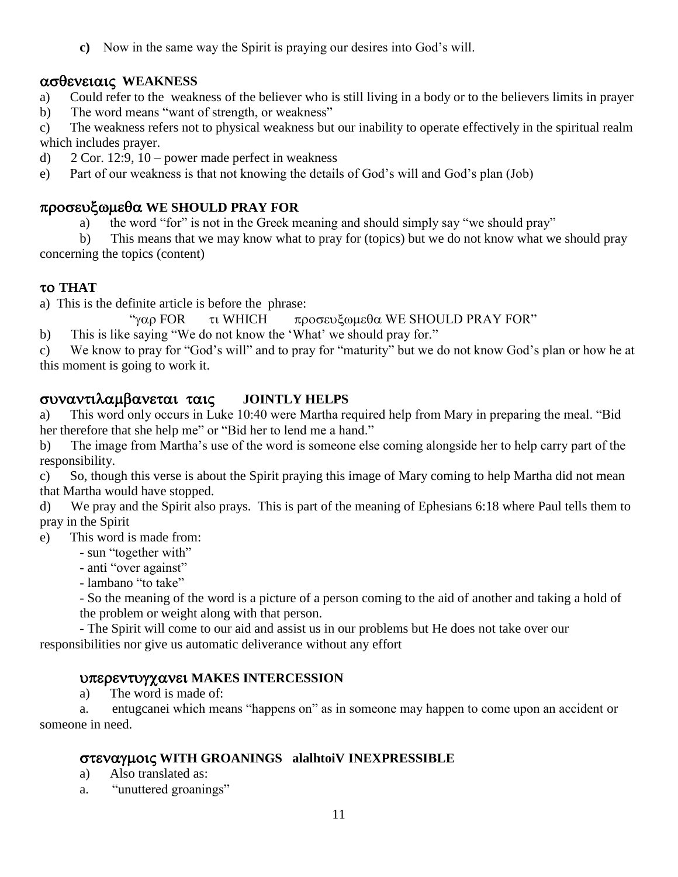**c)** Now in the same way the Spirit is praying our desires into God's will.

### ασθενειαις WEAKNESS

a) Could refer to the weakness of the believer who is still living in a body or to the believers limits in prayer

b) The word means "want of strength, or weakness"

c) The weakness refers not to physical weakness but our inability to operate effectively in the spiritual realm which includes prayer.

d) 2 Cor. 12:9, 10 – power made perfect in weakness

e) Part of our weakness is that not knowing the details of God's will and God's plan (Job)

### προσευξωμεθα WE SHOULD PRAY FOR

a) the word "for" is not in the Greek meaning and should simply say "we should pray"

b) This means that we may know what to pray for (topics) but we do not know what we should pray concerning the topics (content)

### το THAT

a) This is the definite article is before the phrase:

"γαρ FOR τι WHICH προσευξωμεθα WE SHOULD PRAY FOR"

b) This is like saying "We do not know the 'What' we should pray for."

c) We know to pray for "God's will" and to pray for "maturity" but we do not know God's plan or how he at this moment is going to work it.

### συναντιλαμβανεται ταις JOINTLY HELPS

a) This word only occurs in Luke 10:40 were Martha required help from Mary in preparing the meal. "Bid her therefore that she help me" or "Bid her to lend me a hand."

b) The image from Martha's use of the word is someone else coming alongside her to help carry part of the responsibility.

c) So, though this verse is about the Spirit praying this image of Mary coming to help Martha did not mean that Martha would have stopped.

d) We pray and the Spirit also prays. This is part of the meaning of Ephesians 6:18 where Paul tells them to pray in the Spirit

e) This word is made from:

- sun "together with"
- anti "over against"
- lambano "to take"
- So the meaning of the word is a picture of a person coming to the aid of another and taking a hold of the problem or weight along with that person.
- The Spirit will come to our aid and assist us in our problems but He does not take over our responsibilities nor give us automatic deliverance without any effort

### υπερεντυγχανει MAKES INTERCESSION

a) The word is made of:

a. entugcanei which means "happens on" as in someone may happen to come upon an accident or someone in need.

### στεναγμοις WITH GROANINGS alalhtoiV INEXPRESSIBLE

a) Also translated as:

a. "unuttered groanings"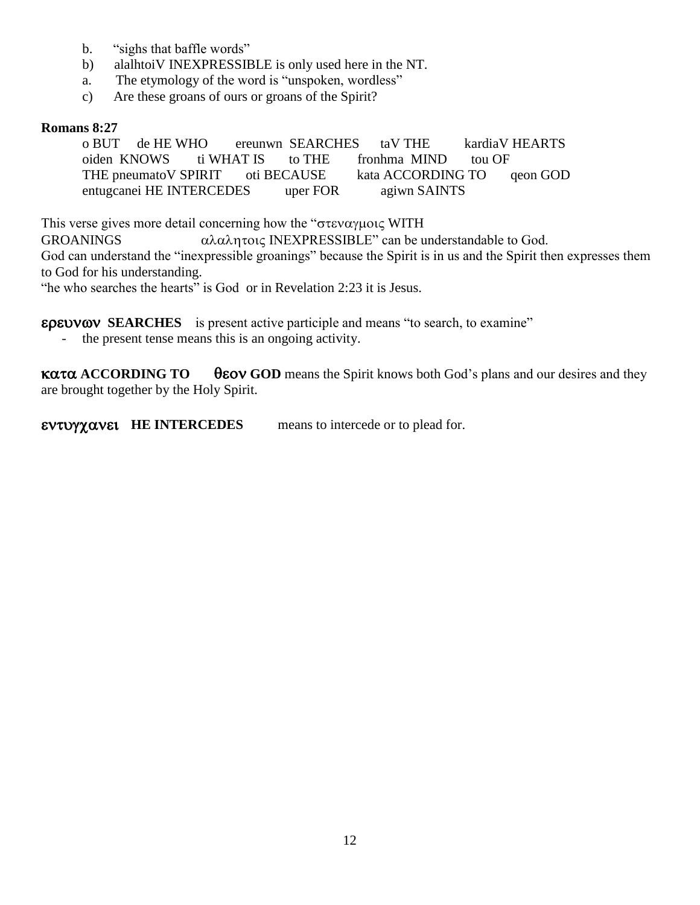b. “sighs that baffle words”

b) alalhtoiV INEXPRESSIBLE is only used here in the NT.

a. The etymology of the word is “unspoken, wordless”

c) Are these groans of ours or groans of the Spirit?

**Romans 8:27**

o BUT de HE WHO ereunwn SEARCHES taV THE kardiaV HEARTS
oiden KNOWS ti WHAT IS to THE fronhma MIND tou OF
THE pneumatoV SPIRIT oti BECAUSE kata ACCORDING TO qeon GOD
entugcanei HE INTERCEDES uper FOR agiwn SAINTS

This verse gives more detail concerning how the “στεναγμοις WITH GROANINGS αλαλητοις INEXPRESSIBLE” can be understandable to God.
God can understand the “inexpressible groanings” because the Spirit is in us and the Spirit then expresses them to God for his understanding.
“he who searches the hearts” is God or in Revelation 2:23 it is Jesus.

**ερευνων SEARCHES** is present active participle and means “to search, to examine”

- the present tense means this is an ongoing activity.

**κατα ACCORDING TO θεον GOD** means the Spirit knows both God’s plans and our desires and they are brought together by the Holy Spirit.

**εντυγχανει HE INTERCEDES** means to intercede or to plead for.